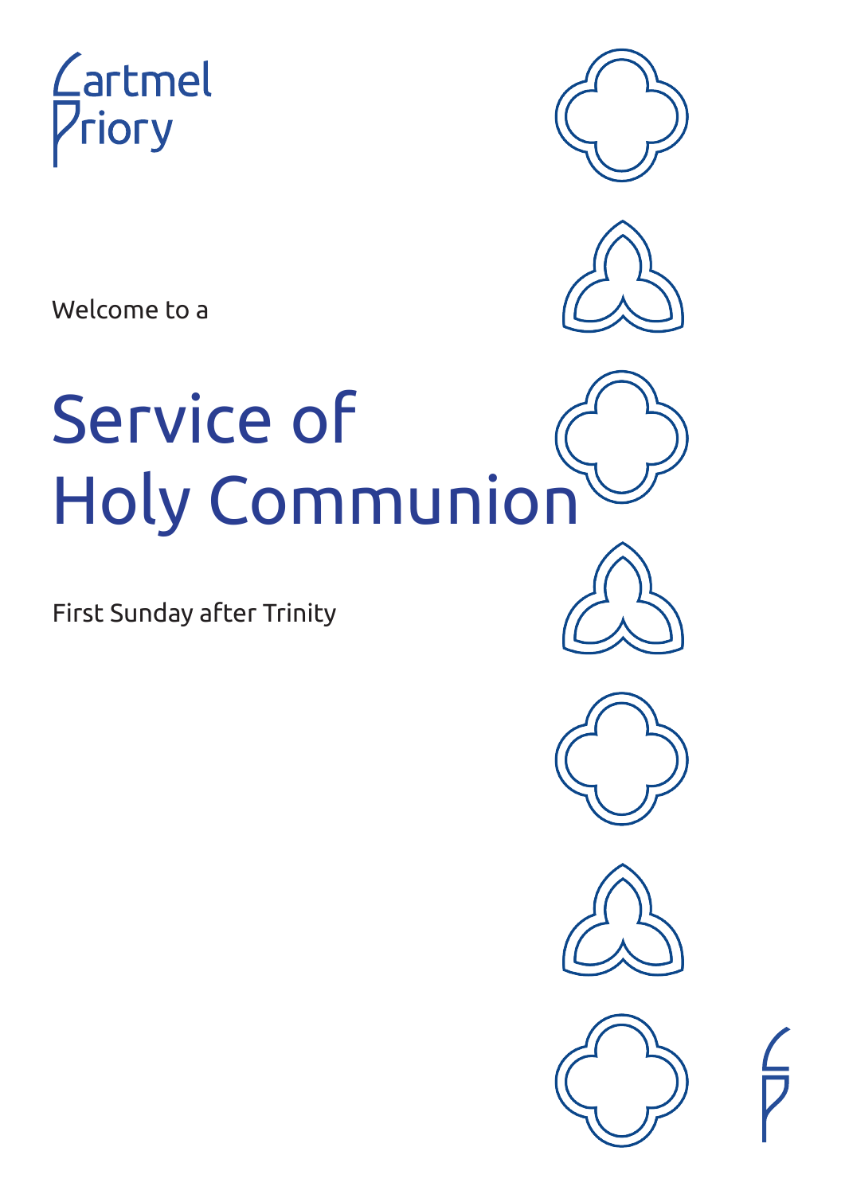Cartmel Priory

Welcome to a

# Service of Holy Communion

First Sunday after Trinity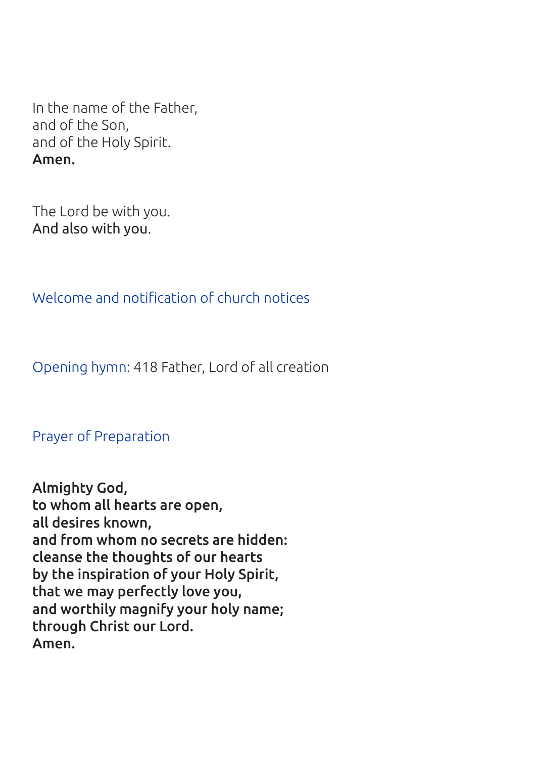In the name of the Father,
and of the Son,
and of the Holy Spirit.
**Amen.**

The Lord be with you.
**And also with you.**

## Welcome and notification of church notices

## Opening hymn: 418 Father, Lord of all creation

## Prayer of Preparation

**Almighty God,**
**to whom all hearts are open,**
**all desires known,**
**and from whom no secrets are hidden:**
**cleanse the thoughts of our hearts**
**by the inspiration of your Holy Spirit,**
**that we may perfectly love you,**
**and worthily magnify your holy name;**
**through Christ our Lord.**
**Amen.**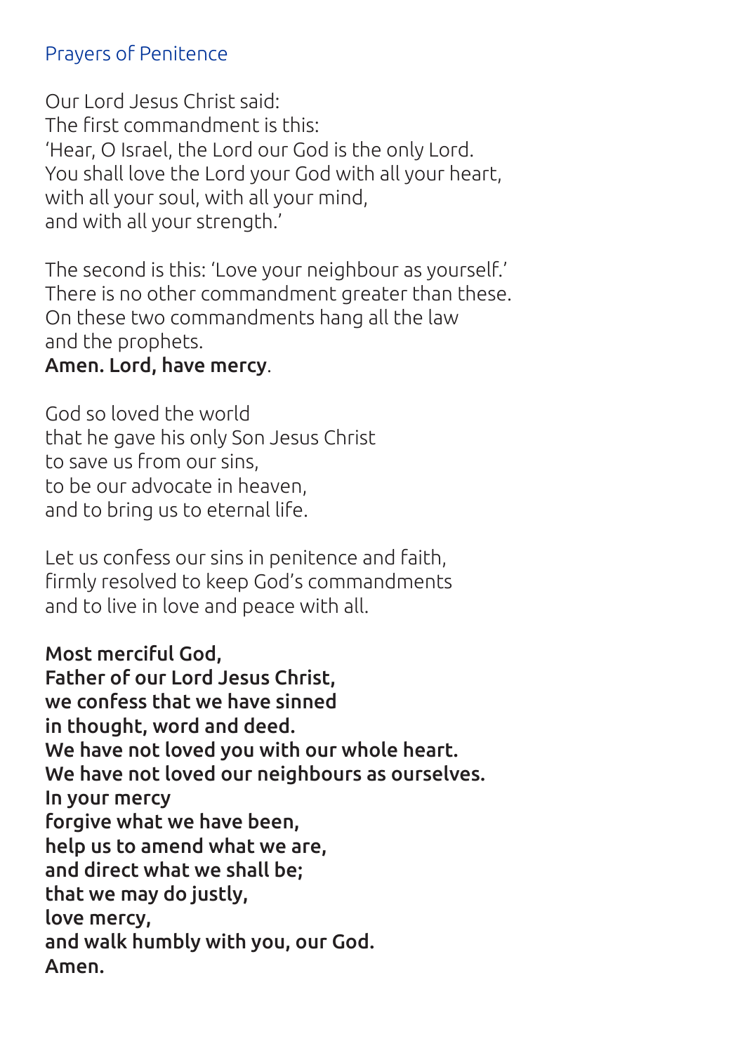## Prayers of Penitence

Our Lord Jesus Christ said:
The first commandment is this:
'Hear, O Israel, the Lord our God is the only Lord.
You shall love the Lord your God with all your heart,
with all your soul, with all your mind,
and with all your strength.'

The second is this: 'Love your neighbour as yourself.'
There is no other commandment greater than these.
On these two commandments hang all the law
and the prophets.
**Amen. Lord, have mercy**.

God so loved the world
that he gave his only Son Jesus Christ
to save us from our sins,
to be our advocate in heaven,
and to bring us to eternal life.

Let us confess our sins in penitence and faith,
firmly resolved to keep God's commandments
and to live in love and peace with all.

**Most merciful God,**
**Father of our Lord Jesus Christ,**
**we confess that we have sinned**
**in thought, word and deed.**
**We have not loved you with our whole heart.**
**We have not loved our neighbours as ourselves.**
**In your mercy**
**forgive what we have been,**
**help us to amend what we are,**
**and direct what we shall be;**
**that we may do justly,**
**love mercy,**
**and walk humbly with you, our God.**
**Amen.**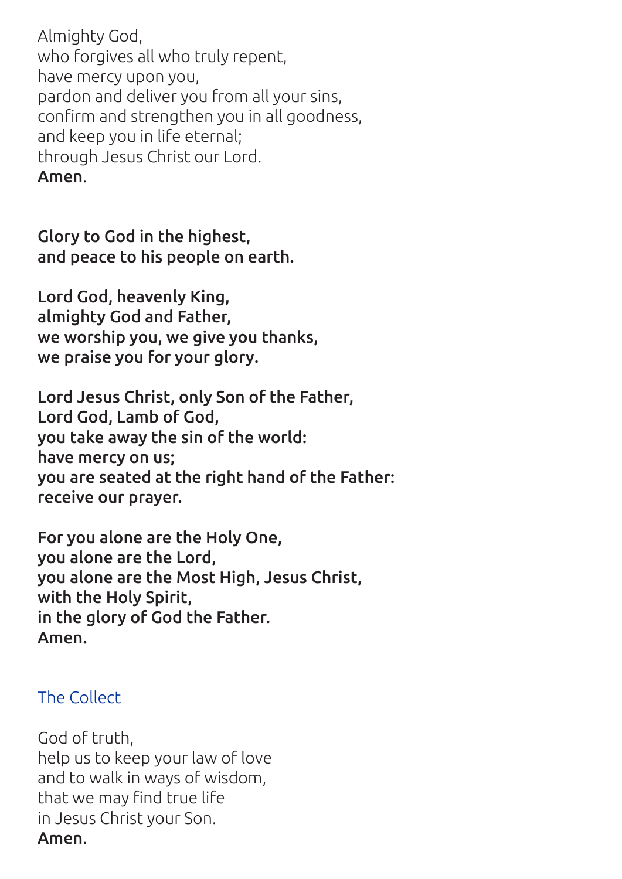Almighty God,  
who forgives all who truly repent,  
have mercy upon you,  
pardon and deliver you from all your sins,  
confirm and strengthen you in all goodness,  
and keep you in life eternal;  
through Jesus Christ our Lord.  
**Amen**.

**Glory to God in the highest,**  
**and peace to his people on earth.**

**Lord God, heavenly King,**  
**almighty God and Father,**  
**we worship you, we give you thanks,**  
**we praise you for your glory.**

**Lord Jesus Christ, only Son of the Father,**  
**Lord God, Lamb of God,**  
**you take away the sin of the world:**  
**have mercy on us;**  
**you are seated at the right hand of the Father:**  
**receive our prayer.**

**For you alone are the Holy One,**  
**you alone are the Lord,**  
**you alone are the Most High, Jesus Christ,**  
**with the Holy Spirit,**  
**in the glory of God the Father.**  
**Amen.**

## The Collect

God of truth,  
help us to keep your law of love  
and to walk in ways of wisdom,  
that we may find true life  
in Jesus Christ your Son.  
**Amen**.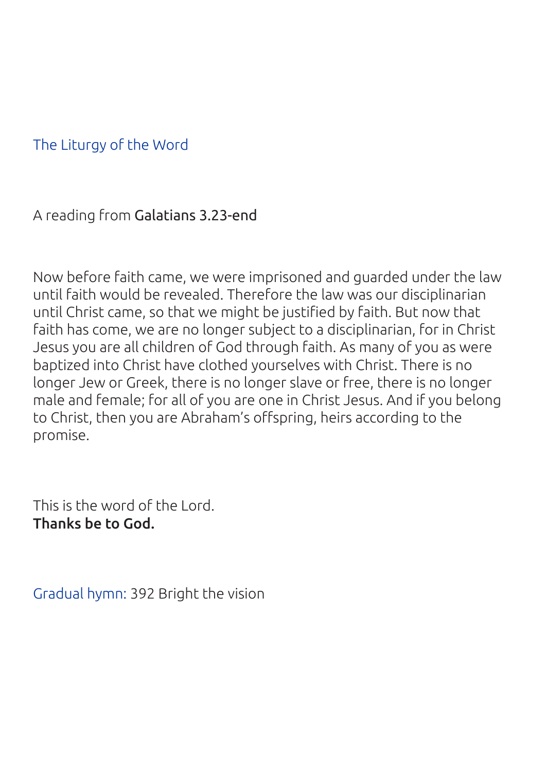## The Liturgy of the Word

A reading from **Galatians 3.23-end**

Now before faith came, we were imprisoned and guarded under the law until faith would be revealed. Therefore the law was our disciplinarian until Christ came, so that we might be justified by faith. But now that faith has come, we are no longer subject to a disciplinarian, for in Christ Jesus you are all children of God through faith. As many of you as were baptized into Christ have clothed yourselves with Christ. There is no longer Jew or Greek, there is no longer slave or free, there is no longer male and female; for all of you are one in Christ Jesus. And if you belong to Christ, then you are Abraham's offspring, heirs according to the promise.

This is the word of the Lord.
**Thanks be to God.**

Gradual hymn: 392 Bright the vision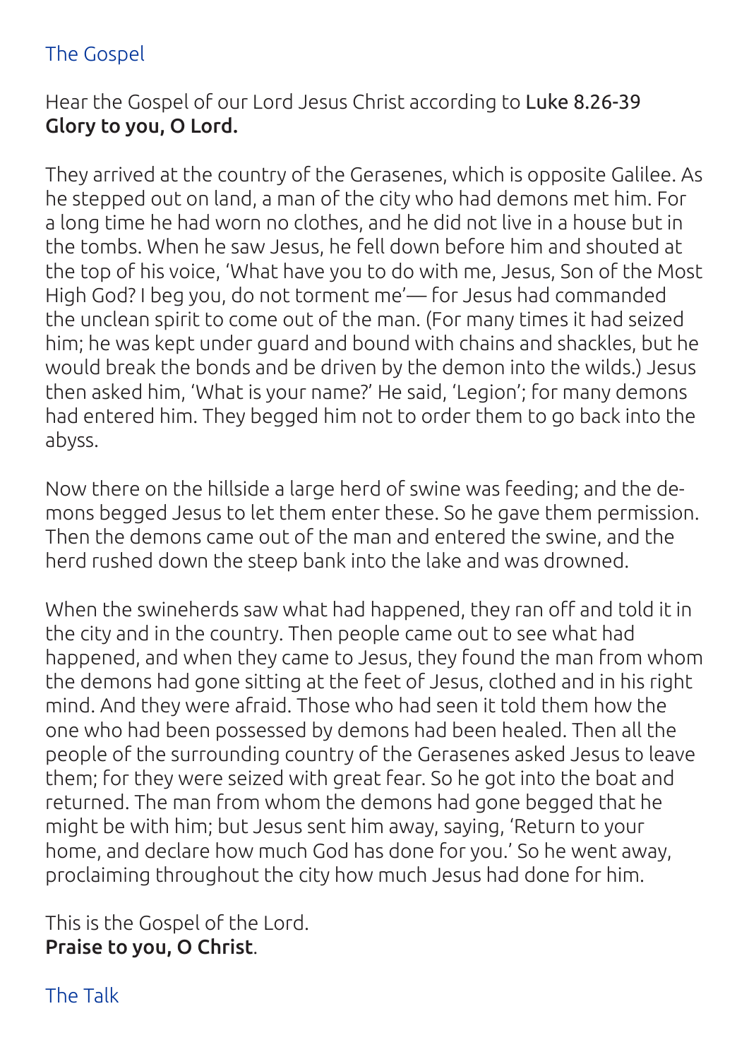## The Gospel

Hear the Gospel of our Lord Jesus Christ according to Luke 8.26-39
**Glory to you, O Lord.**

They arrived at the country of the Gerasenes, which is opposite Galilee. As he stepped out on land, a man of the city who had demons met him. For a long time he had worn no clothes, and he did not live in a house but in the tombs. When he saw Jesus, he fell down before him and shouted at the top of his voice, 'What have you to do with me, Jesus, Son of the Most High God? I beg you, do not torment me'— for Jesus had commanded the unclean spirit to come out of the man. (For many times it had seized him; he was kept under guard and bound with chains and shackles, but he would break the bonds and be driven by the demon into the wilds.) Jesus then asked him, 'What is your name?' He said, 'Legion'; for many demons had entered him. They begged him not to order them to go back into the abyss.

Now there on the hillside a large herd of swine was feeding; and the demons begged Jesus to let them enter these. So he gave them permission. Then the demons came out of the man and entered the swine, and the herd rushed down the steep bank into the lake and was drowned.

When the swineherds saw what had happened, they ran off and told it in the city and in the country. Then people came out to see what had happened, and when they came to Jesus, they found the man from whom the demons had gone sitting at the feet of Jesus, clothed and in his right mind. And they were afraid. Those who had seen it told them how the one who had been possessed by demons had been healed. Then all the people of the surrounding country of the Gerasenes asked Jesus to leave them; for they were seized with great fear. So he got into the boat and returned. The man from whom the demons had gone begged that he might be with him; but Jesus sent him away, saying, 'Return to your home, and declare how much God has done for you.' So he went away, proclaiming throughout the city how much Jesus had done for him.

This is the Gospel of the Lord.
**Praise to you, O Christ**.

## The Talk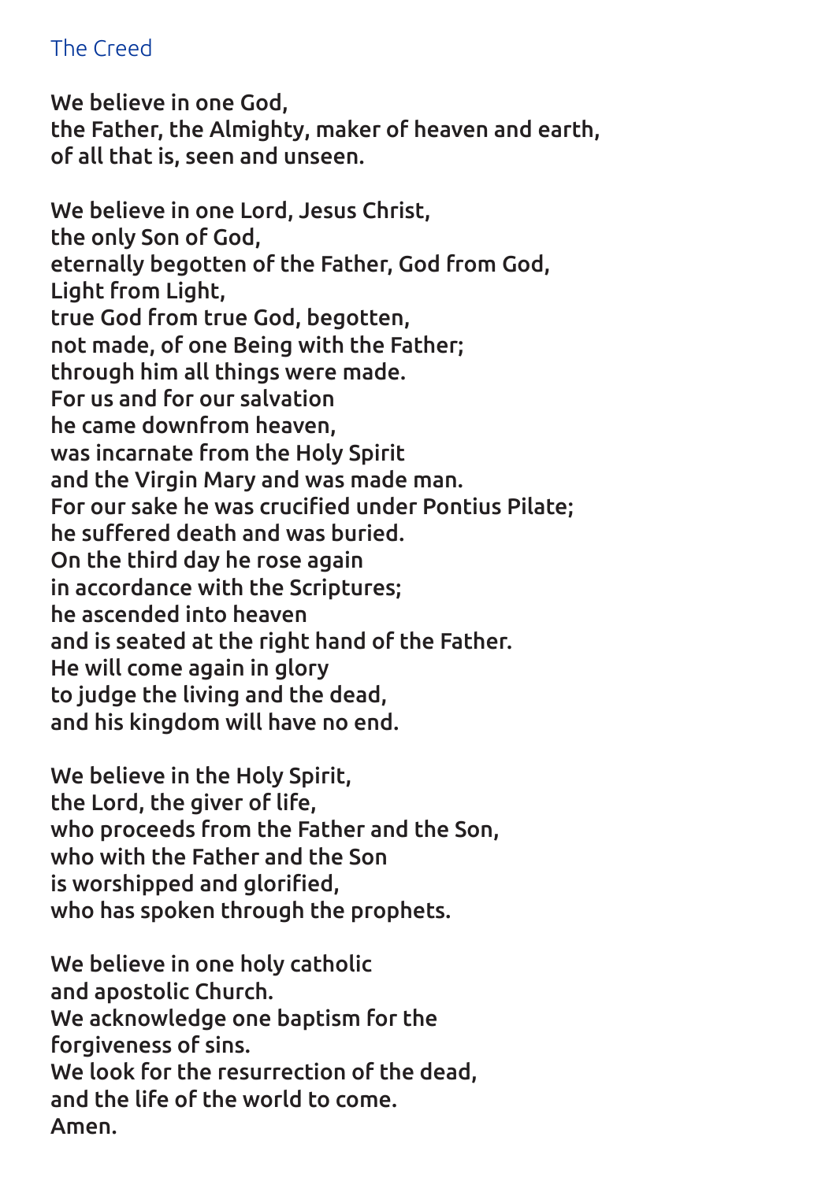## The Creed

We believe in one God,
the Father, the Almighty, maker of heaven and earth,
of all that is, seen and unseen.

We believe in one Lord, Jesus Christ,
the only Son of God,
eternally begotten of the Father, God from God,
Light from Light,
true God from true God, begotten,
not made, of one Being with the Father;
through him all things were made.
For us and for our salvation
he came downfrom heaven,
was incarnate from the Holy Spirit
and the Virgin Mary and was made man.
For our sake he was crucified under Pontius Pilate;
he suffered death and was buried.
On the third day he rose again
in accordance with the Scriptures;
he ascended into heaven
and is seated at the right hand of the Father.
He will come again in glory
to judge the living and the dead,
and his kingdom will have no end.

We believe in the Holy Spirit,
the Lord, the giver of life,
who proceeds from the Father and the Son,
who with the Father and the Son
is worshipped and glorified,
who has spoken through the prophets.

We believe in one holy catholic
and apostolic Church.
We acknowledge one baptism for the
forgiveness of sins.
We look for the resurrection of the dead,
and the life of the world to come.
Amen.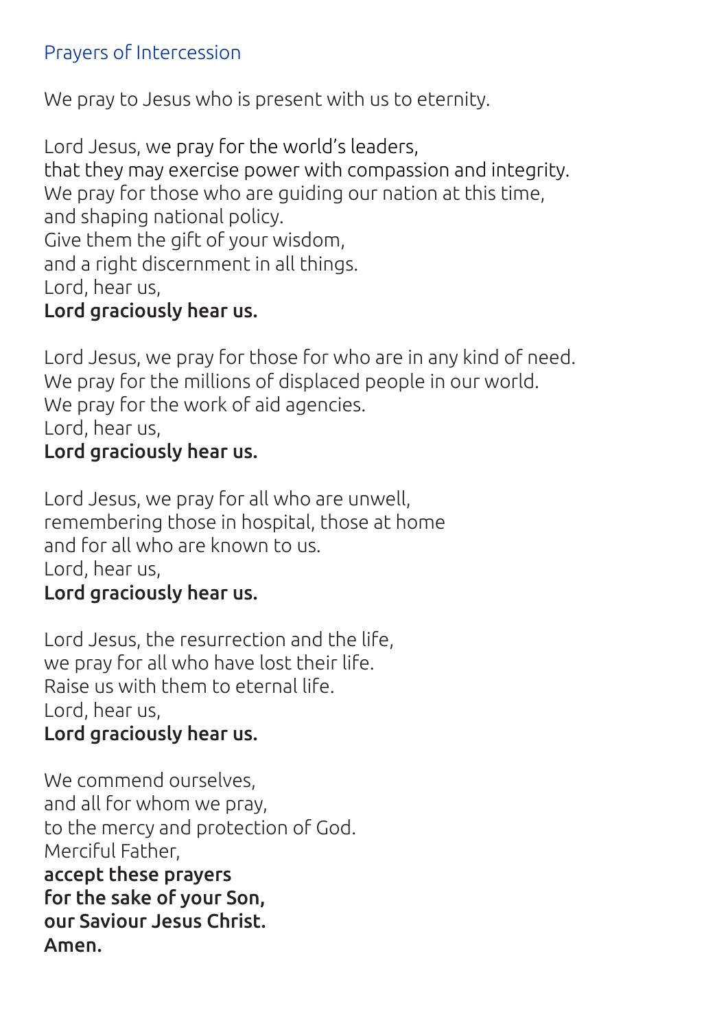## Prayers of Intercession

We pray to Jesus who is present with us to eternity.

Lord Jesus, we pray for the world's leaders,  
that they may exercise power with compassion and integrity.  
We pray for those who are guiding our nation at this time,  
and shaping national policy.  
Give them the gift of your wisdom,  
and a right discernment in all things.  
Lord, hear us,  
**Lord graciously hear us.**

Lord Jesus, we pray for those for who are in any kind of need.  
We pray for the millions of displaced people in our world.  
We pray for the work of aid agencies.  
Lord, hear us,  
**Lord graciously hear us.**

Lord Jesus, we pray for all who are unwell,  
remembering those in hospital, those at home  
and for all who are known to us.  
Lord, hear us,  
**Lord graciously hear us.**

Lord Jesus, the resurrection and the life,  
we pray for all who have lost their life.  
Raise us with them to eternal life.  
Lord, hear us,  
**Lord graciously hear us.**

We commend ourselves,  
and all for whom we pray,  
to the mercy and protection of God.  
Merciful Father,  
**accept these prayers**  
**for the sake of your Son,**  
**our Saviour Jesus Christ.**  
**Amen.**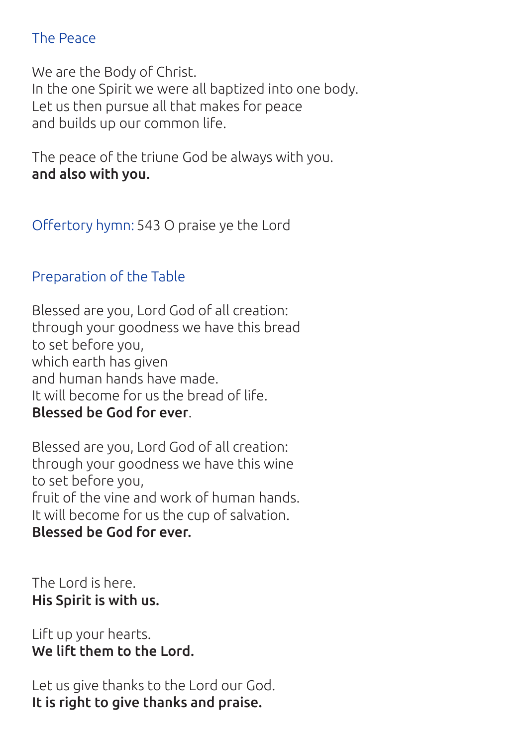## The Peace

We are the Body of Christ.
In the one Spirit we were all baptized into one body.
Let us then pursue all that makes for peace
and builds up our common life.

The peace of the triune God be always with you.
**and also with you.**

## Offertory hymn: 543 O praise ye the Lord

## Preparation of the Table

Blessed are you, Lord God of all creation:
through your goodness we have this bread
to set before you,
which earth has given
and human hands have made.
It will become for us the bread of life.
**Blessed be God for ever**.

Blessed are you, Lord God of all creation:
through your goodness we have this wine
to set before you,
fruit of the vine and work of human hands.
It will become for us the cup of salvation.
**Blessed be God for ever.**

The Lord is here.
**His Spirit is with us.**

Lift up your hearts.
**We lift them to the Lord.**

Let us give thanks to the Lord our God.
**It is right to give thanks and praise.**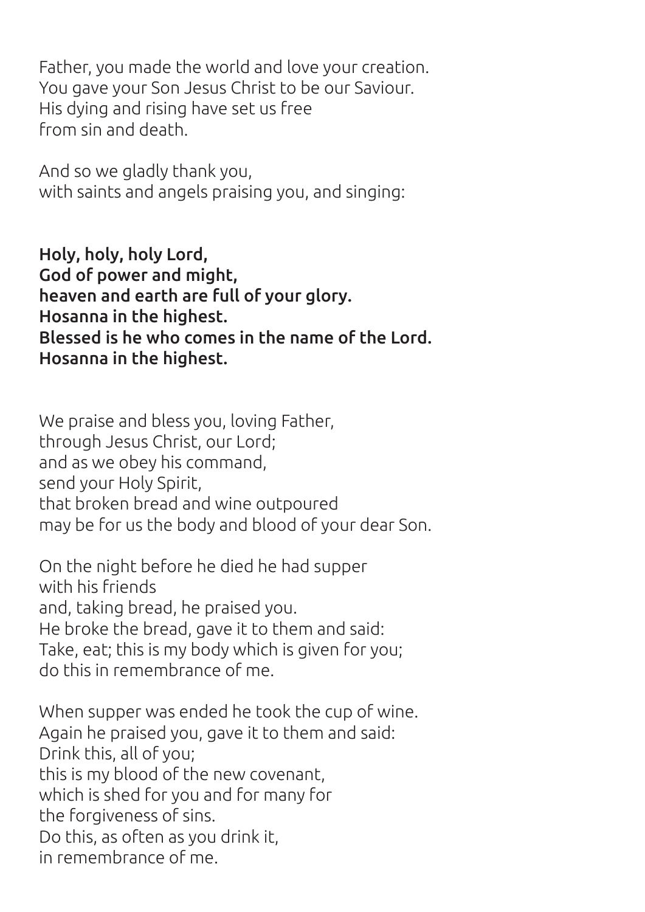Father, you made the world and love your creation.
You gave your Son Jesus Christ to be our Saviour.
His dying and rising have set us free
from sin and death.

And so we gladly thank you,
with saints and angels praising you, and singing:

**Holy, holy, holy Lord,**
**God of power and might,**
**heaven and earth are full of your glory.**
**Hosanna in the highest.**
**Blessed is he who comes in the name of the Lord.**
**Hosanna in the highest.**

We praise and bless you, loving Father,
through Jesus Christ, our Lord;
and as we obey his command,
send your Holy Spirit,
that broken bread and wine outpoured
may be for us the body and blood of your dear Son.

On the night before he died he had supper
with his friends
and, taking bread, he praised you.
He broke the bread, gave it to them and said:
Take, eat; this is my body which is given for you;
do this in remembrance of me.

When supper was ended he took the cup of wine.
Again he praised you, gave it to them and said:
Drink this, all of you;
this is my blood of the new covenant,
which is shed for you and for many for
the forgiveness of sins.
Do this, as often as you drink it,
in remembrance of me.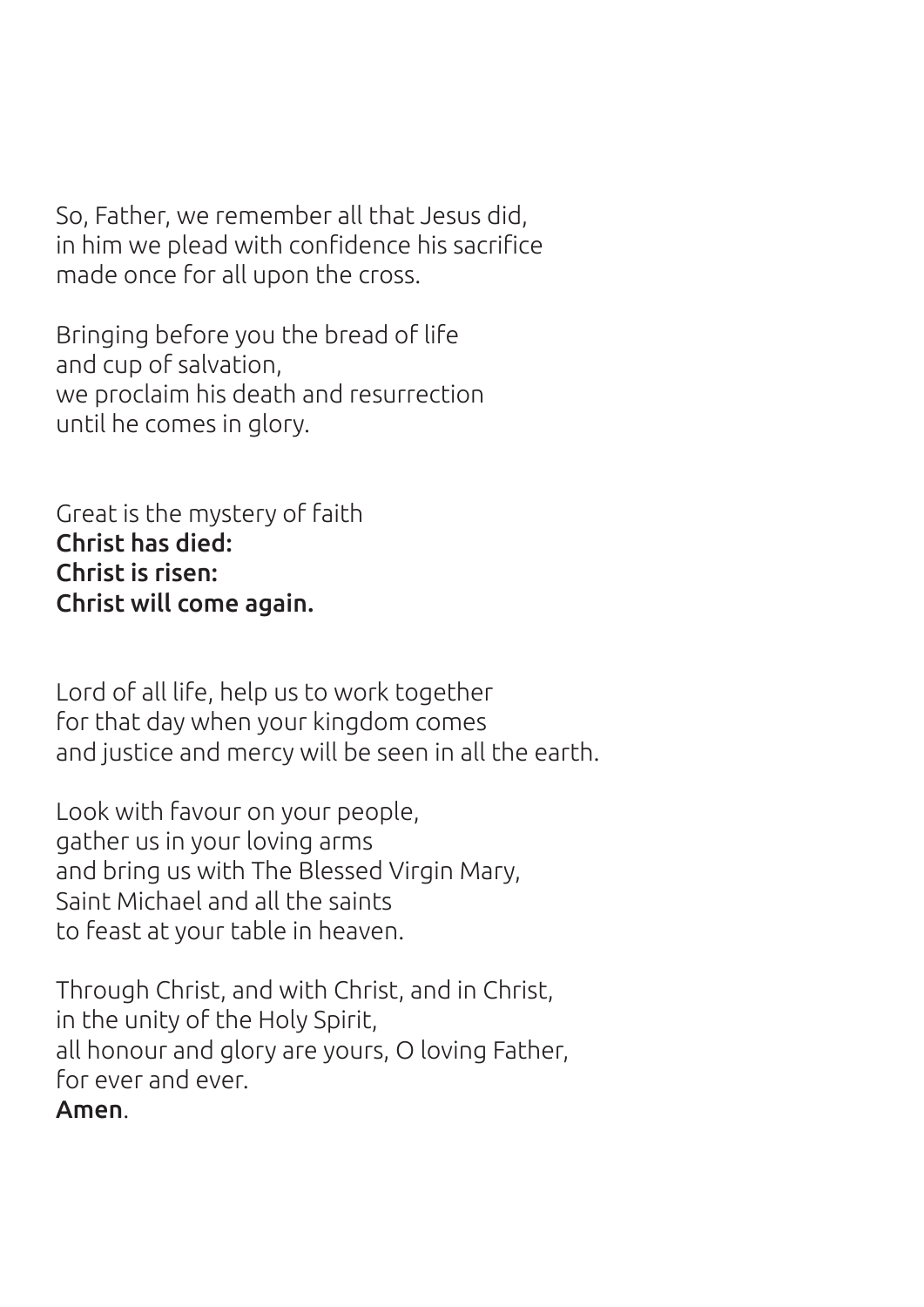So, Father, we remember all that Jesus did,
in him we plead with confidence his sacrifice
made once for all upon the cross.

Bringing before you the bread of life
and cup of salvation,
we proclaim his death and resurrection
until he comes in glory.

Great is the mystery of faith
**Christ has died:**
**Christ is risen:**
**Christ will come again.**

Lord of all life, help us to work together
for that day when your kingdom comes
and justice and mercy will be seen in all the earth.

Look with favour on your people,
gather us in your loving arms
and bring us with The Blessed Virgin Mary,
Saint Michael and all the saints
to feast at your table in heaven.

Through Christ, and with Christ, and in Christ,
in the unity of the Holy Spirit,
all honour and glory are yours, O loving Father,
for ever and ever.
**Amen**.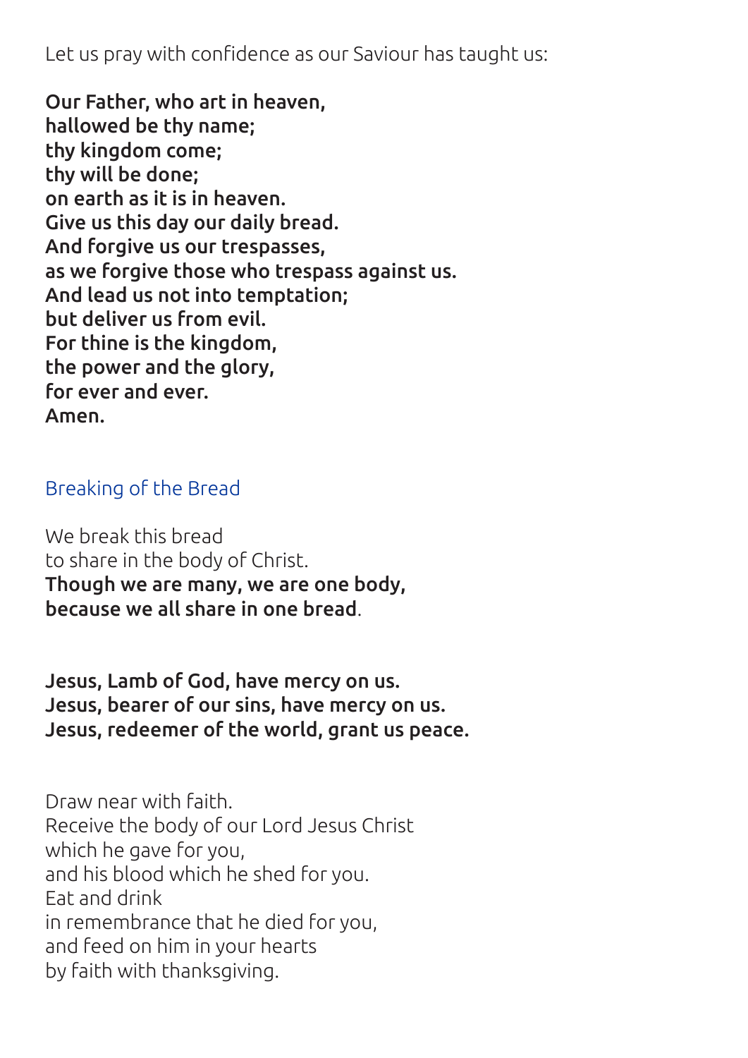Let us pray with confidence as our Saviour has taught us:

**Our Father, who art in heaven,**
**hallowed be thy name;**
**thy kingdom come;**
**thy will be done;**
**on earth as it is in heaven.**
**Give us this day our daily bread.**
**And forgive us our trespasses,**
**as we forgive those who trespass against us.**
**And lead us not into temptation;**
**but deliver us from evil.**
**For thine is the kingdom,**
**the power and the glory,**
**for ever and ever.**
**Amen.**

## Breaking of the Bread

We break this bread
to share in the body of Christ.
**Though we are many, we are one body,**
**because we all share in one bread**.

**Jesus, Lamb of God, have mercy on us.**
**Jesus, bearer of our sins, have mercy on us.**
**Jesus, redeemer of the world, grant us peace.**

Draw near with faith.
Receive the body of our Lord Jesus Christ
which he gave for you,
and his blood which he shed for you.
Eat and drink
in remembrance that he died for you,
and feed on him in your hearts
by faith with thanksgiving.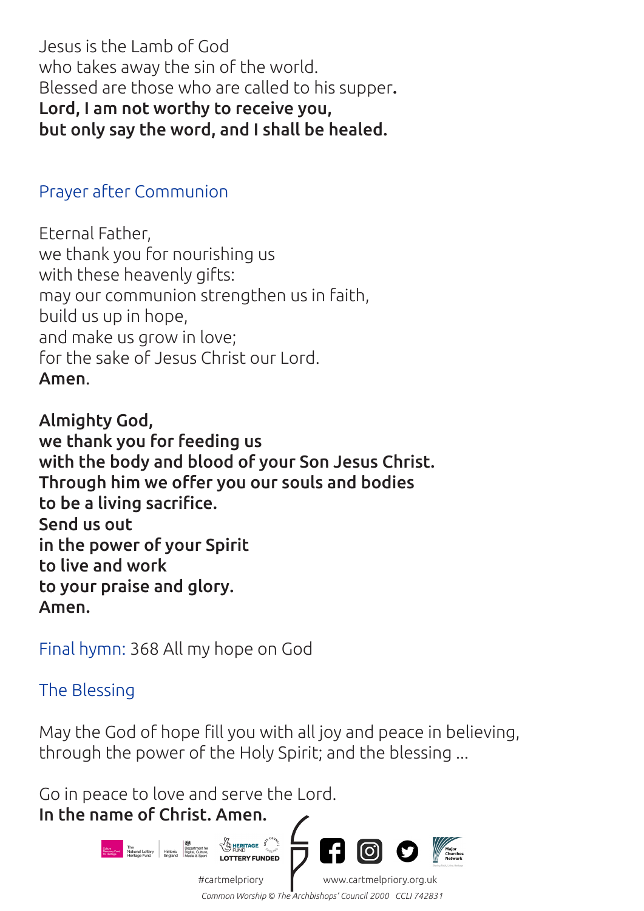Jesus is the Lamb of God
who takes away the sin of the world.
Blessed are those who are called to his supper.
**Lord, I am not worthy to receive you,**
**but only say the word, and I shall be healed.**

## Prayer after Communion

Eternal Father,
we thank you for nourishing us
with these heavenly gifts:
may our communion strengthen us in faith,
build us up in hope,
and make us grow in love;
for the sake of Jesus Christ our Lord.
**Amen.**

**Almighty God,**
**we thank you for feeding us**
**with the body and blood of your Son Jesus Christ.**
**Through him we offer you our souls and bodies**
**to be a living sacrifice.**
**Send us out**
**in the power of your Spirit**
**to live and work**
**to your praise and glory.**
**Amen.**

Final hymn: 368 All my hope on God

## The Blessing

May the God of hope fill you with all joy and peace in believing,
through the power of the Holy Spirit; and the blessing …

Go in peace to love and serve the Lord.
**In the name of Christ. Amen.**

#cartmelpriory www.cartmelpriory.org.uk

*Common Worship © The Archbishops' Council 2000 CCLI 742831*